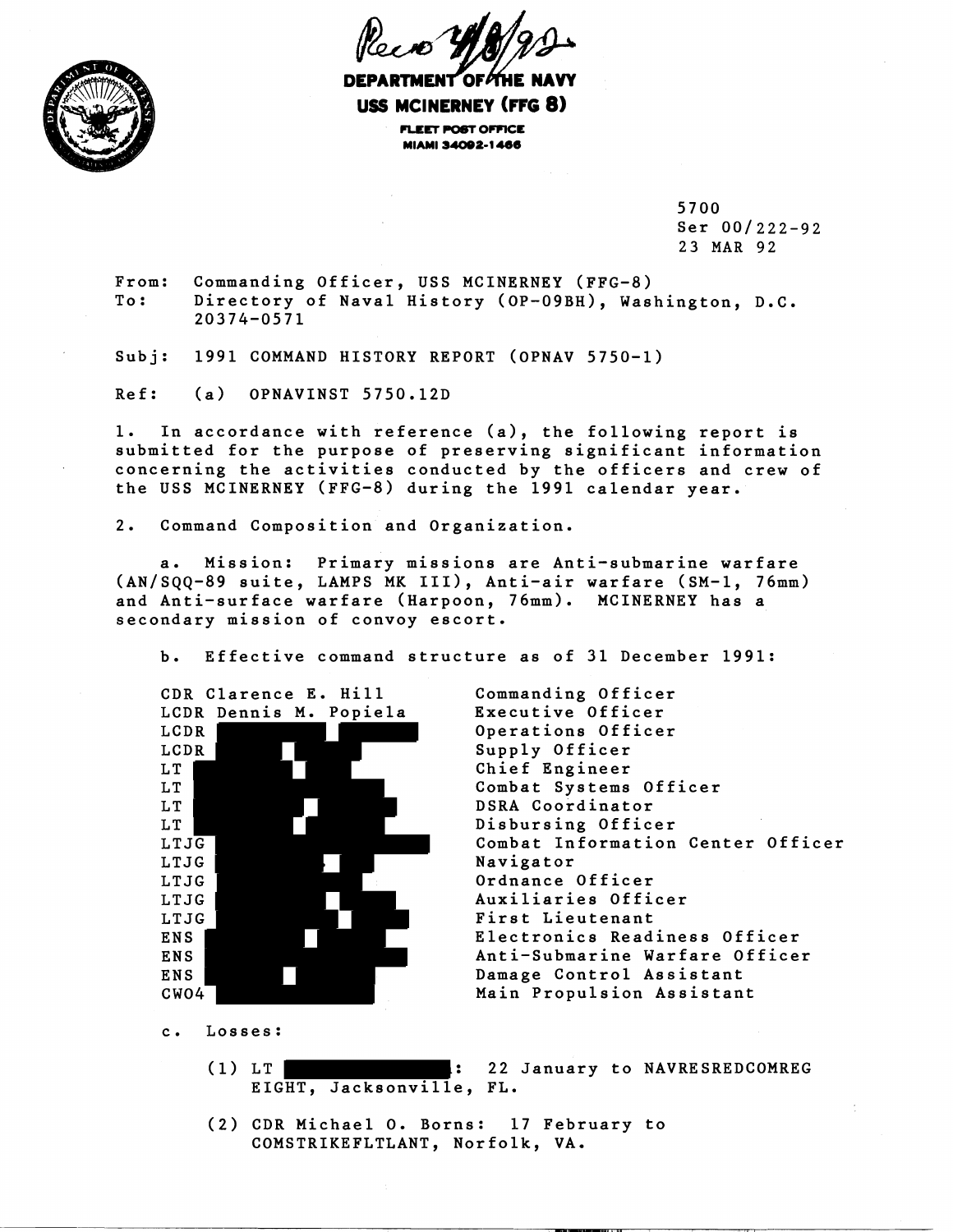Recd 4/8/92

**DEPARTMENT OF THE NAVY**
**USS MCINERNEY (FFG 8)**
FLEET POST OFFICE
MIAMI 34092-1466

5700
Ser 00/222-92
23 MAR 92

From: Commanding Officer, USS MCINERNEY (FFG-8)
To: Directory of Naval History (OP-09BH), Washington, D.C. 20374-0571

Subj: 1991 COMMAND HISTORY REPORT (OPNAV 5750-1)

Ref: (a) OPNAVINST 5750.12D

1. In accordance with reference (a), the following report is submitted for the purpose of preserving significant information concerning the activities conducted by the officers and crew of the USS MCINERNEY (FFG-8) during the 1991 calendar year.

2. Command Composition and Organization.

a. Mission: Primary missions are Anti-submarine warfare (AN/SQQ-89 suite, LAMPS MK III), Anti-air warfare (SM-1, 76mm) and Anti-surface warfare (Harpoon, 76mm). MCINERNEY has a secondary mission of convoy escort.

b. Effective command structure as of 31 December 1991:

| | |
|---|---|
| CDR Clarence E. Hill | Commanding Officer |
| LCDR Dennis M. Popiela | Executive Officer |
| LCDR [REDACTED] | Operations Officer |
| LCDR [REDACTED] | Supply Officer |
| LT [REDACTED] | Chief Engineer |
| LT [REDACTED] | Combat Systems Officer |
| LT [REDACTED] | DSRA Coordinator |
| LT [REDACTED] | Disbursing Officer |
| LTJG [REDACTED] | Combat Information Center Officer |
| LTJG [REDACTED] | Navigator |
| LTJG [REDACTED] | Ordnance Officer |
| LTJG [REDACTED] | Auxiliaries Officer |
| LTJG [REDACTED] | First Lieutenant |
| ENS [REDACTED] | Electronics Readiness Officer |
| ENS [REDACTED] | Anti-Submarine Warfare Officer |
| ENS [REDACTED] | Damage Control Assistant |
| CWO4 [REDACTED] | Main Propulsion Assistant |

c. Losses:

(1) LT [REDACTED]: 22 January to NAVRESREDCOMREG EIGHT, Jacksonville, FL.

(2) CDR Michael O. Borns: 17 February to COMSTRIKEFLTLANT, Norfolk, VA.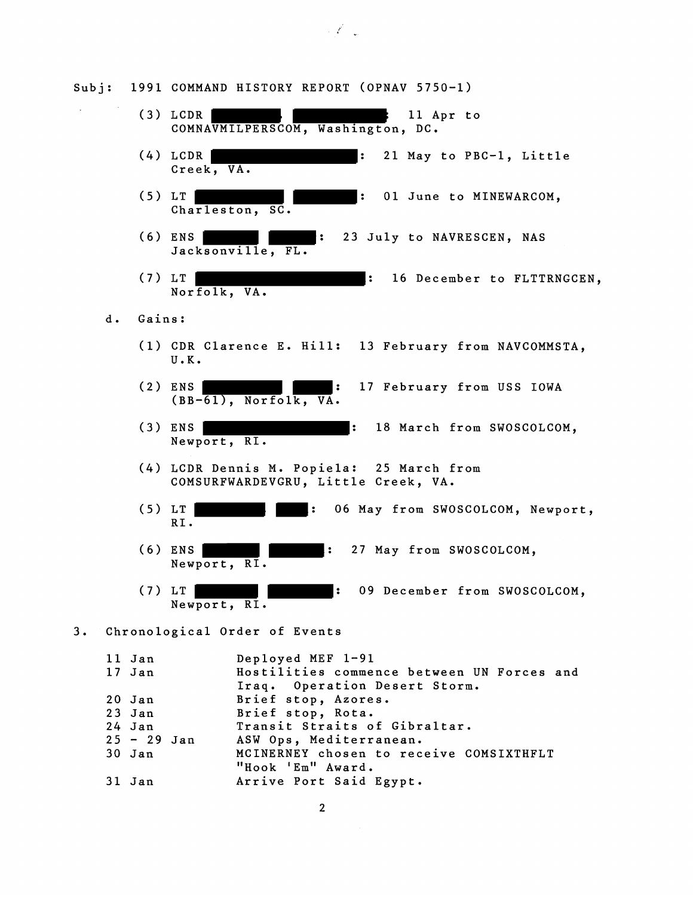Subj: 1991 COMMAND HISTORY REPORT (OPNAV 5750-1)

(3) LCDR [REDACTED]: 11 Apr to COMNAVMILPERSCOM, Washington, DC.

(4) LCDR [REDACTED]: 21 May to PBC-1, Little Creek, VA.

(5) LT [REDACTED]: 01 June to MINEWARCOM, Charleston, SC.

(6) ENS [REDACTED]: 23 July to NAVRESCEN, NAS Jacksonville, FL.

(7) LT [REDACTED]: 16 December to FLTTRNGCEN, Norfolk, VA.

d. Gains:

(1) CDR Clarence E. Hill: 13 February from NAVCOMMSTA, U.K.

(2) ENS [REDACTED]: 17 February from USS IOWA (BB-61), Norfolk, VA.

(3) ENS [REDACTED]: 18 March from SWOSCOLCOM, Newport, RI.

(4) LCDR Dennis M. Popiela: 25 March from COMSURFWARDEVGRU, Little Creek, VA.

(5) LT [REDACTED]: 06 May from SWOSCOLCOM, Newport, RI.

(6) ENS [REDACTED]: 27 May from SWOSCOLCOM, Newport, RI.

(7) LT [REDACTED]: 09 December from SWOSCOLCOM, Newport, RI.

3. Chronological Order of Events

| | |
|---|---|
| 11 Jan | Deployed MEF 1-91 |
| 17 Jan | Hostilities commence between UN Forces and Iraq. Operation Desert Storm. |
| 20 Jan | Brief stop, Azores. |
| 23 Jan | Brief stop, Rota. |
| 24 Jan | Transit Straits of Gibraltar. |
| 25 - 29 Jan | ASW Ops, Mediterranean. |
| 30 Jan | MCINERNEY chosen to receive COMSIXTHFLT "Hook 'Em" Award. |
| 31 Jan | Arrive Port Said Egypt. |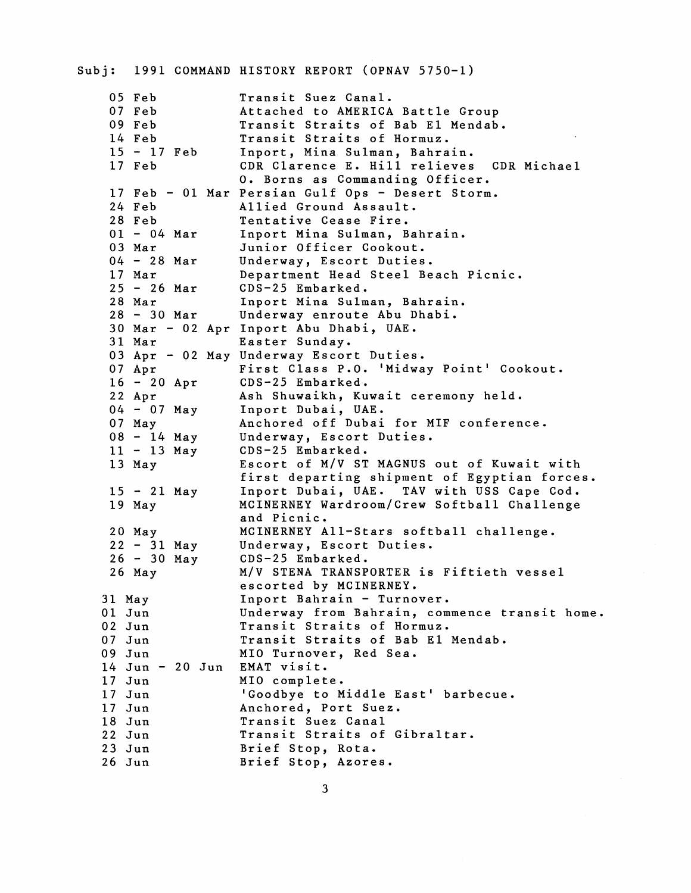Subj: 1991 COMMAND HISTORY REPORT (OPNAV 5750-1)

| | |
|---|---|
| 05 Feb | Transit Suez Canal. |
| 07 Feb | Attached to AMERICA Battle Group |
| 09 Feb | Transit Straits of Bab El Mendab. |
| 14 Feb | Transit Straits of Hormuz. |
| 15 - 17 Feb | Inport, Mina Sulman, Bahrain. |
| 17 Feb | CDR Clarence E. Hill relieves CDR Michael O. Borns as Commanding Officer. |
| 17 Feb - 01 Mar | Persian Gulf Ops - Desert Storm. |
| 24 Feb | Allied Ground Assault. |
| 28 Feb | Tentative Cease Fire. |
| 01 - 04 Mar | Inport Mina Sulman, Bahrain. |
| 03 Mar | Junior Officer Cookout. |
| 04 - 28 Mar | Underway, Escort Duties. |
| 17 Mar | Department Head Steel Beach Picnic. |
| 25 - 26 Mar | CDS-25 Embarked. |
| 28 Mar | Inport Mina Sulman, Bahrain. |
| 28 - 30 Mar | Underway enroute Abu Dhabi. |
| 30 Mar - 02 Apr | Inport Abu Dhabi, UAE. |
| 31 Mar | Easter Sunday. |
| 03 Apr - 02 May | Underway Escort Duties. |
| 07 Apr | First Class P.O. 'Midway Point' Cookout. |
| 16 - 20 Apr | CDS-25 Embarked. |
| 22 Apr | Ash Shuwaikh, Kuwait ceremony held. |
| 04 - 07 May | Inport Dubai, UAE. |
| 07 May | Anchored off Dubai for MIF conference. |
| 08 - 14 May | Underway, Escort Duties. |
| 11 - 13 May | CDS-25 Embarked. |
| 13 May | Escort of M/V ST MAGNUS out of Kuwait with first departing shipment of Egyptian forces. |
| 15 - 21 May | Inport Dubai, UAE. TAV with USS Cape Cod. |
| 19 May | MCINERNEY Wardroom/Crew Softball Challenge and Picnic. |
| 20 May | MCINERNEY All-Stars softball challenge. |
| 22 - 31 May | Underway, Escort Duties. |
| 26 - 30 May | CDS-25 Embarked. |
| 26 May | M/V STENA TRANSPORTER is Fiftieth vessel escorted by MCINERNEY. |
| 31 May | Inport Bahrain - Turnover. |
| 01 Jun | Underway from Bahrain, commence transit home. |
| 02 Jun | Transit Straits of Hormuz. |
| 07 Jun | Transit Straits of Bab El Mendab. |
| 09 Jun | MIO Turnover, Red Sea. |
| 14 Jun - 20 Jun | EMAT visit. |
| 17 Jun | MIO complete. |
| 17 Jun | 'Goodbye to Middle East' barbecue. |
| 17 Jun | Anchored, Port Suez. |
| 18 Jun | Transit Suez Canal |
| 22 Jun | Transit Straits of Gibraltar. |
| 23 Jun | Brief Stop, Rota. |
| 26 Jun | Brief Stop, Azores. |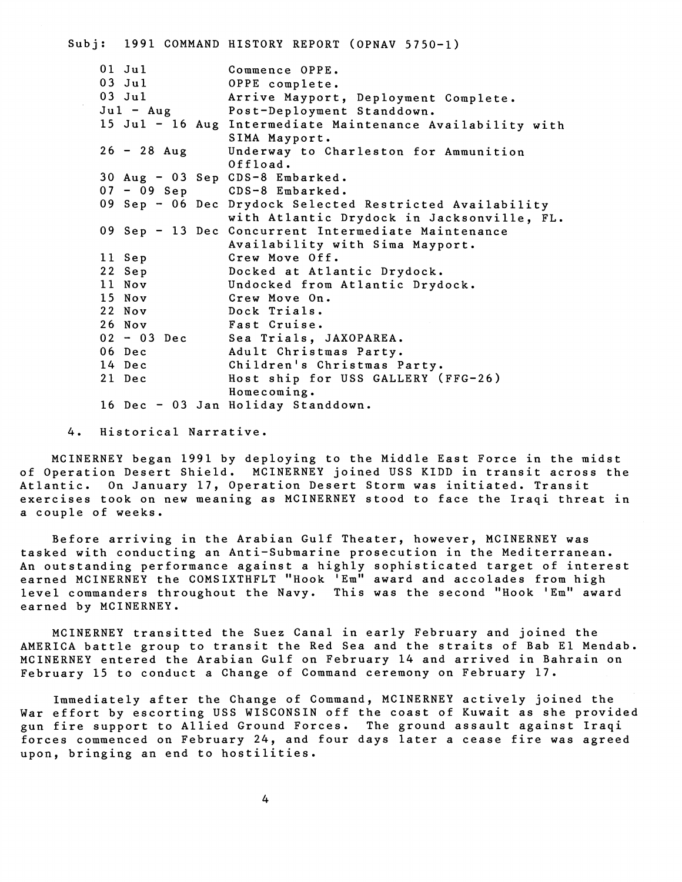Subj: 1991 COMMAND HISTORY REPORT (OPNAV 5750-1)

| | |
|---|---|
| 01 Jul | Commence OPPE. |
| 03 Jul | OPPE complete. |
| 03 Jul | Arrive Mayport, Deployment Complete. |
| Jul - Aug | Post-Deployment Standdown. |
| 15 Jul - 16 Aug | Intermediate Maintenance Availability with SIMA Mayport. |
| 26 - 28 Aug | Underway to Charleston for Ammunition Offload. |
| 30 Aug - 03 Sep | CDS-8 Embarked. |
| 07 - 09 Sep | CDS-8 Embarked. |
| 09 Sep - 06 Dec | Drydock Selected Restricted Availability with Atlantic Drydock in Jacksonville, FL. |
| 09 Sep - 13 Dec | Concurrent Intermediate Maintenance Availability with Sima Mayport. |
| 11 Sep | Crew Move Off. |
| 22 Sep | Docked at Atlantic Drydock. |
| 11 Nov | Undocked from Atlantic Drydock. |
| 15 Nov | Crew Move On. |
| 22 Nov | Dock Trials. |
| 26 Nov | Fast Cruise. |
| 02 - 03 Dec | Sea Trials, JAXOPAREA. |
| 06 Dec | Adult Christmas Party. |
| 14 Dec | Children's Christmas Party. |
| 21 Dec | Host ship for USS GALLERY (FFG-26) Homecoming. |
| 16 Dec - 03 Jan | Holiday Standdown. |

4. Historical Narrative.

MCINERNEY began 1991 by deploying to the Middle East Force in the midst of Operation Desert Shield. MCINERNEY joined USS KIDD in transit across the Atlantic. On January 17, Operation Desert Storm was initiated. Transit exercises took on new meaning as MCINERNEY stood to face the Iraqi threat in a couple of weeks.

Before arriving in the Arabian Gulf Theater, however, MCINERNEY was tasked with conducting an Anti-Submarine prosecution in the Mediterranean. An outstanding performance against a highly sophisticated target of interest earned MCINERNEY the COMSIXTHFLT "Hook 'Em" award and accolades from high level commanders throughout the Navy. This was the second "Hook 'Em" award earned by MCINERNEY.

MCINERNEY transitted the Suez Canal in early February and joined the AMERICA battle group to transit the Red Sea and the straits of Bab El Mendab. MCINERNEY entered the Arabian Gulf on February 14 and arrived in Bahrain on February 15 to conduct a Change of Command ceremony on February 17.

Immediately after the Change of Command, MCINERNEY actively joined the War effort by escorting USS WISCONSIN off the coast of Kuwait as she provided gun fire support to Allied Ground Forces. The ground assault against Iraqi forces commenced on February 24, and four days later a cease fire was agreed upon, bringing an end to hostilities.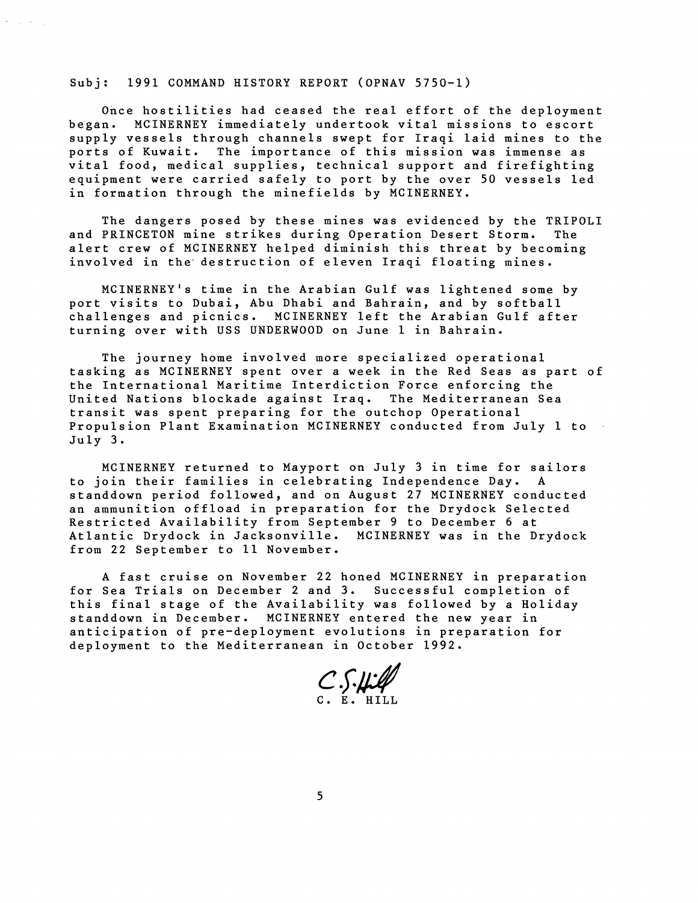Subj: 1991 COMMAND HISTORY REPORT (OPNAV 5750-1)

Once hostilities had ceased the real effort of the deployment began. MCINERNEY immediately undertook vital missions to escort supply vessels through channels swept for Iraqi laid mines to the ports of Kuwait. The importance of this mission was immense as vital food, medical supplies, technical support and firefighting equipment were carried safely to port by the over 50 vessels led in formation through the minefields by MCINERNEY.

The dangers posed by these mines was evidenced by the TRIPOLI and PRINCETON mine strikes during Operation Desert Storm. The alert crew of MCINERNEY helped diminish this threat by becoming involved in the destruction of eleven Iraqi floating mines.

MCINERNEY's time in the Arabian Gulf was lightened some by port visits to Dubai, Abu Dhabi and Bahrain, and by softball challenges and picnics. MCINERNEY left the Arabian Gulf after turning over with USS UNDERWOOD on June 1 in Bahrain.

The journey home involved more specialized operational tasking as MCINERNEY spent over a week in the Red Seas as part of the International Maritime Interdiction Force enforcing the United Nations blockade against Iraq. The Mediterranean Sea transit was spent preparing for the outchop Operational Propulsion Plant Examination MCINERNEY conducted from July 1 to July 3.

MCINERNEY returned to Mayport on July 3 in time for sailors to join their families in celebrating Independence Day. A standdown period followed, and on August 27 MCINERNEY conducted an ammunition offload in preparation for the Drydock Selected Restricted Availability from September 9 to December 6 at Atlantic Drydock in Jacksonville. MCINERNEY was in the Drydock from 22 September to 11 November.

A fast cruise on November 22 honed MCINERNEY in preparation for Sea Trials on December 2 and 3. Successful completion of this final stage of the Availability was followed by a Holiday standdown in December. MCINERNEY entered the new year in anticipation of pre-deployment evolutions in preparation for deployment to the Mediterranean in October 1992.

C. S. Hill

C. E. HILL